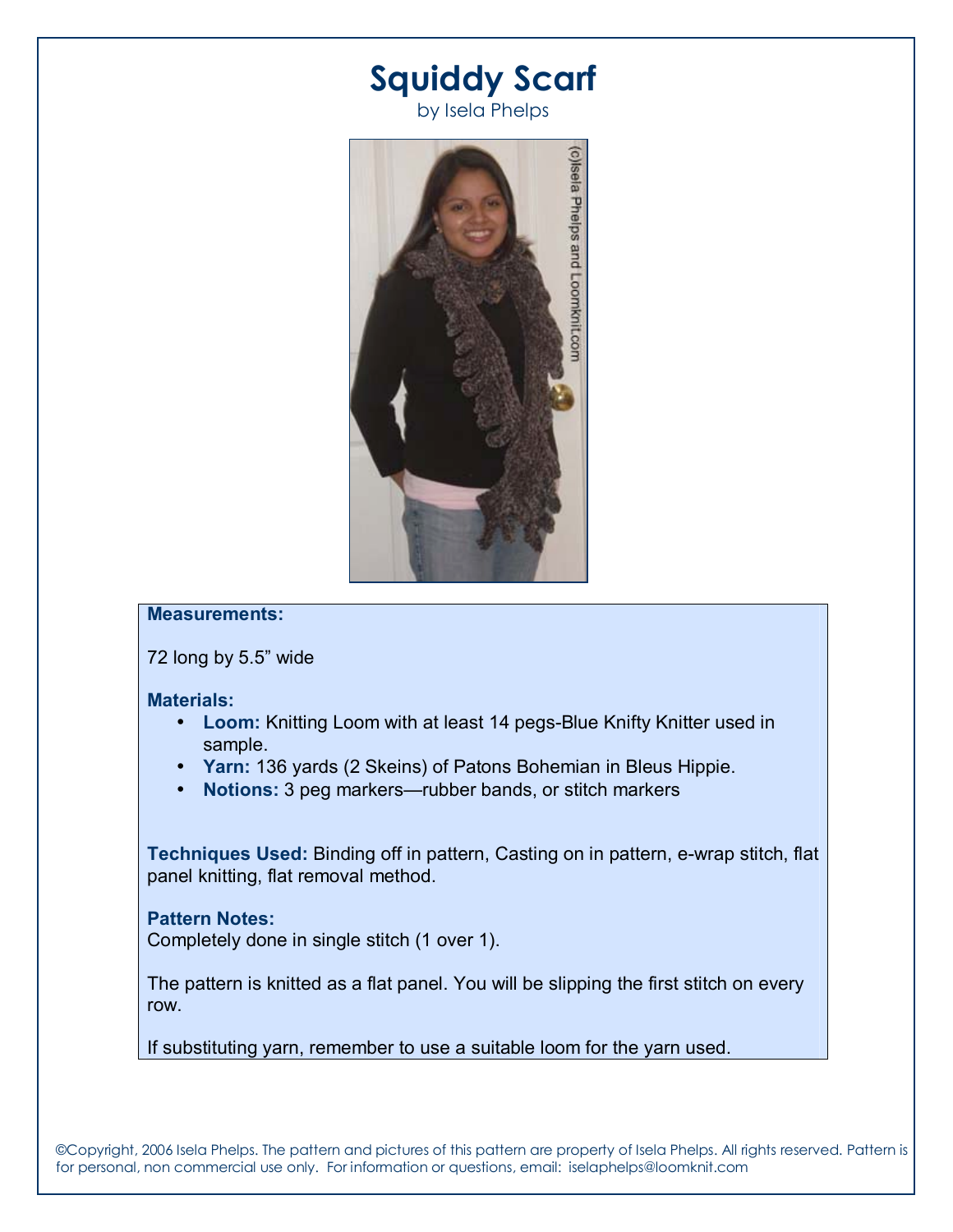# Squiddy Scarf

by Isela Phelps

**Measurements:**

72 long by 5.5" wide

**Materials:**

- **Loom:** Knitting Loom with at least 14 pegs-Blue Knifty Knitter used in sample.
- **Yarn:** 136 yards (2 Skeins) of Patons Bohemian in Bleus Hippie.
- **Notions:** 3 peg markers—rubber bands, or stitch markers

**Techniques Used:** Binding off in pattern, Casting on in pattern, e-wrap stitch, flat panel knitting, flat removal method.

**Pattern Notes:**

Completely done in single stitch (1 over 1).

The pattern is knitted as a flat panel. You will be slipping the first stitch on every row.

If substituting yarn, remember to use a suitable loom for the yarn used.

©Copyright, 2006 Isela Phelps. The pattern and pictures of this pattern are property of Isela Phelps. All rights reserved. Pattern is for personal, non commercial use only. For information or questions, email: iselaphelps@loomknit.com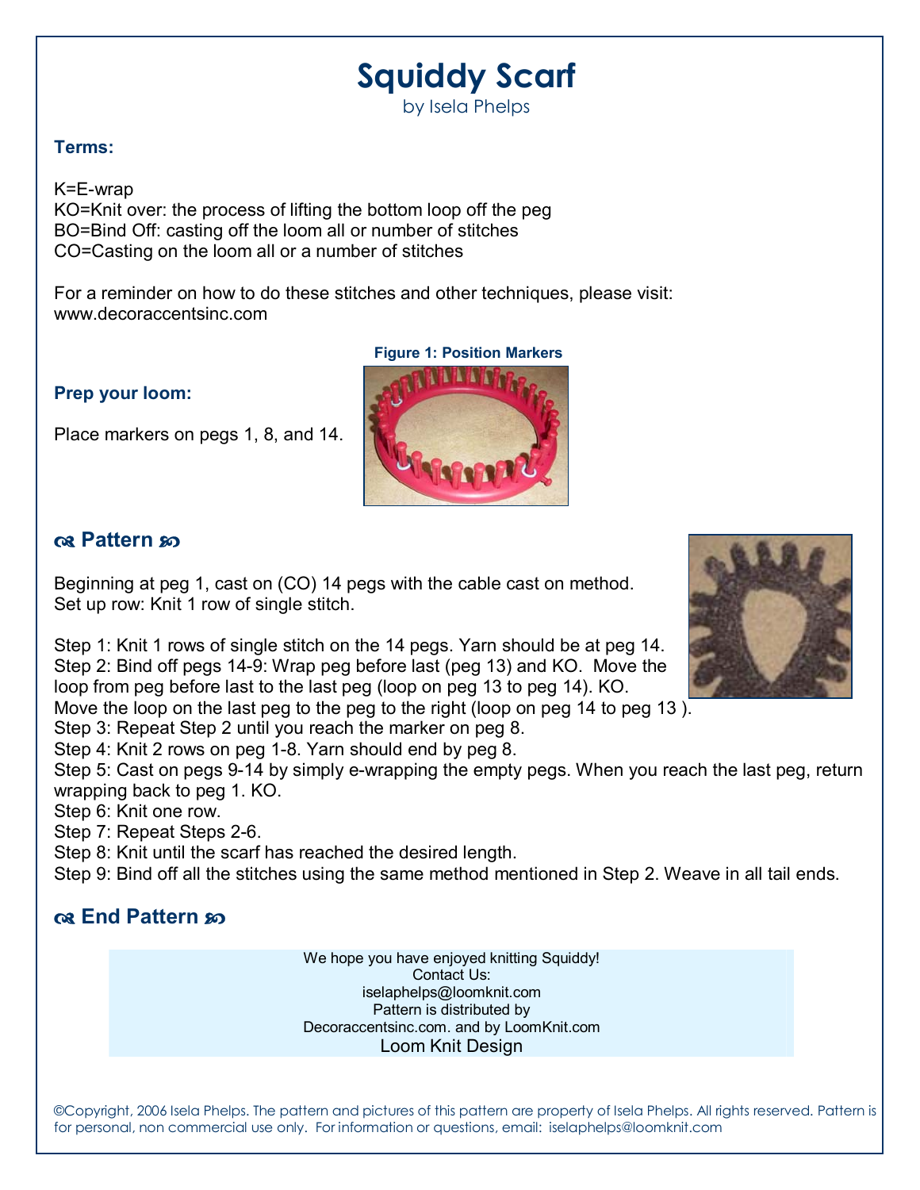# Squiddy Scarf

by Isela Phelps

### Terms:

K=E-wrap
KO=Knit over: the process of lifting the bottom loop off the peg
BO=Bind Off: casting off the loom all or number of stitches
CO=Casting on the loom all or a number of stitches

For a reminder on how to do these stitches and other techniques, please visit: www.decoraccentsinc.com

**Figure 1: Position Markers**

### Prep your loom:

Place markers on pegs 1, 8, and 14.

## Pattern

Beginning at peg 1, cast on (CO) 14 pegs with the cable cast on method.
Set up row: Knit 1 row of single stitch.

Step 1: Knit 1 rows of single stitch on the 14 pegs. Yarn should be at peg 14.
Step 2: Bind off pegs 14-9: Wrap peg before last (peg 13) and KO. Move the loop from peg before last to the last peg (loop on peg 13 to peg 14). KO. Move the loop on the last peg to the peg to the right (loop on peg 14 to peg 13 ).
Step 3: Repeat Step 2 until you reach the marker on peg 8.
Step 4: Knit 2 rows on peg 1-8. Yarn should end by peg 8.
Step 5: Cast on pegs 9-14 by simply e-wrapping the empty pegs. When you reach the last peg, return wrapping back to peg 1. KO.
Step 6: Knit one row.
Step 7: Repeat Steps 2-6.
Step 8: Knit until the scarf has reached the desired length.
Step 9: Bind off all the stitches using the same method mentioned in Step 2. Weave in all tail ends.

## End Pattern

We hope you have enjoyed knitting Squiddy!
Contact Us:
iselaphelps@loomknit.com
Pattern is distributed by
Decoraccentsinc.com. and by LoomKnit.com
Loom Knit Design

©Copyright, 2006 Isela Phelps. The pattern and pictures of this pattern are property of Isela Phelps. All rights reserved. Pattern is for personal, non commercial use only. For information or questions, email: iselaphelps@loomknit.com